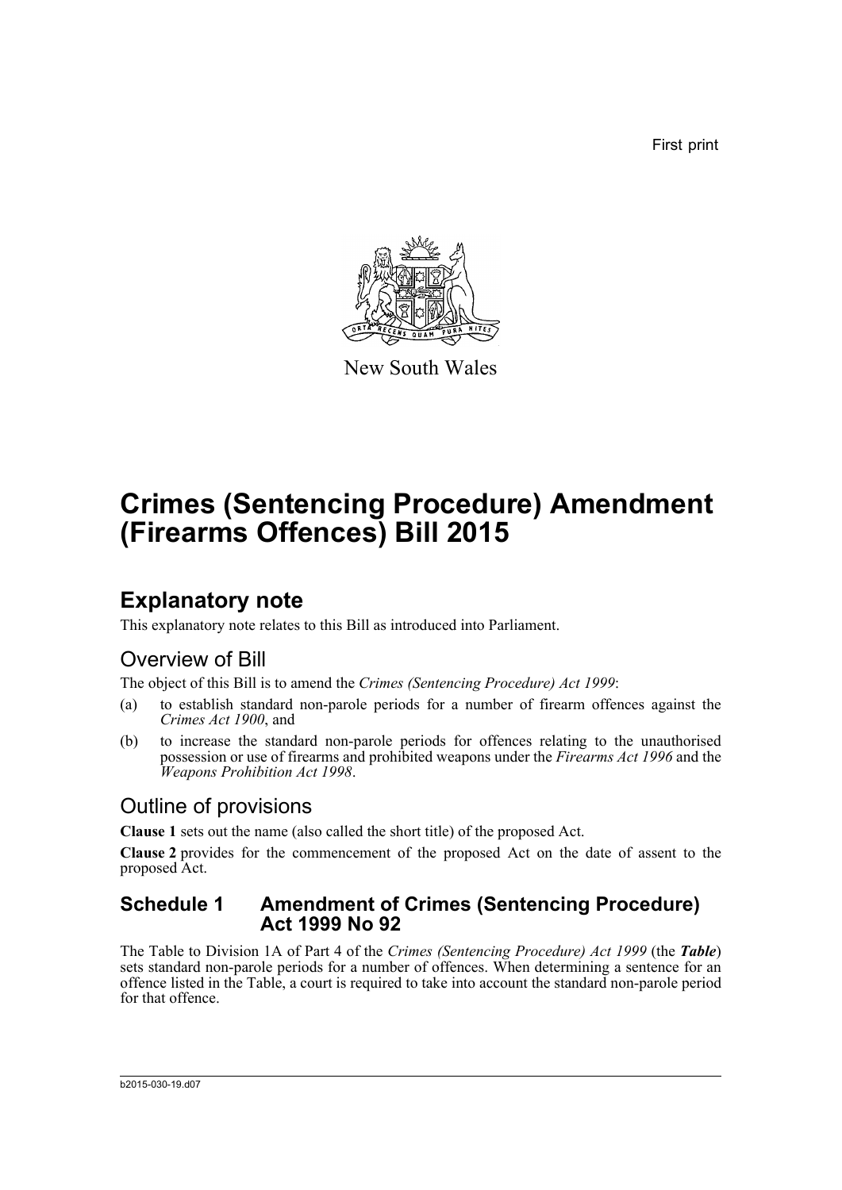First print

New South Wales

# Crimes (Sentencing Procedure) Amendment (Firearms Offences) Bill 2015

## Explanatory note

This explanatory note relates to this Bill as introduced into Parliament.

### Overview of Bill

The object of this Bill is to amend the *Crimes (Sentencing Procedure) Act 1999*:

(a) to establish standard non-parole periods for a number of firearm offences against the *Crimes Act 1900*, and

(b) to increase the standard non-parole periods for offences relating to the unauthorised possession or use of firearms and prohibited weapons under the *Firearms Act 1996* and the *Weapons Prohibition Act 1998*.

### Outline of provisions

**Clause 1** sets out the name (also called the short title) of the proposed Act.

**Clause 2** provides for the commencement of the proposed Act on the date of assent to the proposed Act.

#### Schedule 1 Amendment of Crimes (Sentencing Procedure) Act 1999 No 92

The Table to Division 1A of Part 4 of the *Crimes (Sentencing Procedure) Act 1999* (the ***Table***) sets standard non-parole periods for a number of offences. When determining a sentence for an offence listed in the Table, a court is required to take into account the standard non-parole period for that offence.

b2015-030-19.d07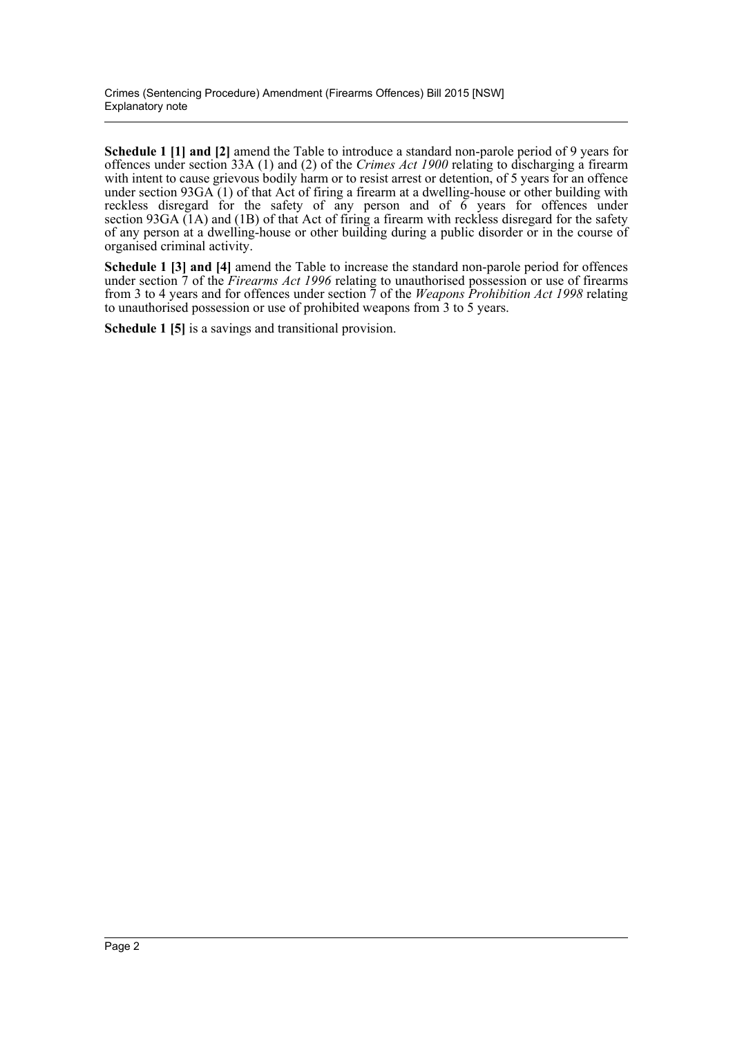**Schedule 1 [1] and [2]** amend the Table to introduce a standard non-parole period of 9 years for offences under section 33A (1) and (2) of the *Crimes Act 1900* relating to discharging a firearm with intent to cause grievous bodily harm or to resist arrest or detention, of 5 years for an offence under section 93GA (1) of that Act of firing a firearm at a dwelling-house or other building with reckless disregard for the safety of any person and of 6 years for offences under section 93GA (1A) and (1B) of that Act of firing a firearm with reckless disregard for the safety of any person at a dwelling-house or other building during a public disorder or in the course of organised criminal activity.

**Schedule 1 [3] and [4]** amend the Table to increase the standard non-parole period for offences under section 7 of the *Firearms Act 1996* relating to unauthorised possession or use of firearms from 3 to 4 years and for offences under section 7 of the *Weapons Prohibition Act 1998* relating to unauthorised possession or use of prohibited weapons from 3 to 5 years.

**Schedule 1 [5]** is a savings and transitional provision.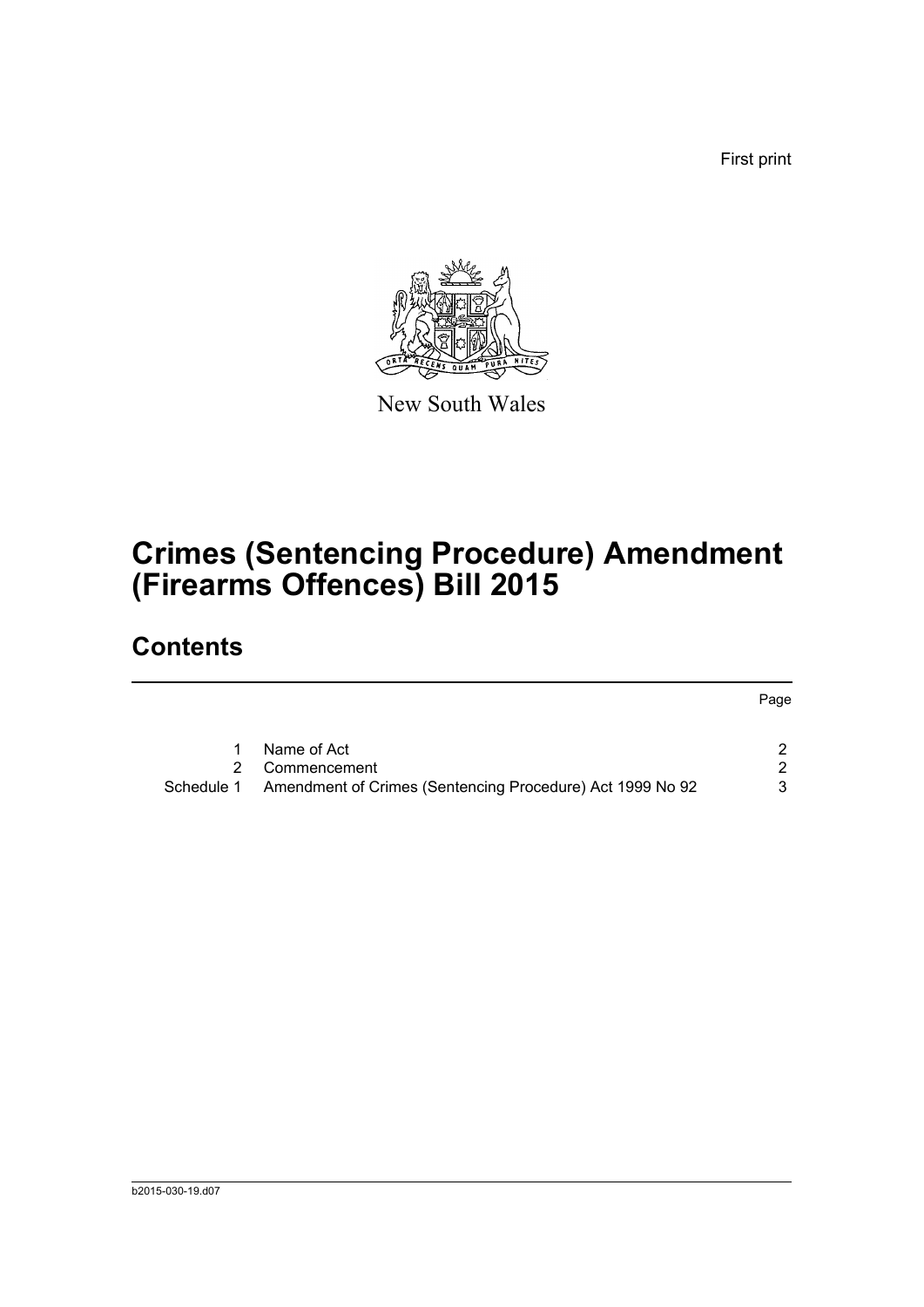First print

New South Wales

# Crimes (Sentencing Procedure) Amendment (Firearms Offences) Bill 2015

## Contents

| | | Page |
|---|---|---|
| 1 | Name of Act | 2 |
| 2 | Commencement | 2 |
| Schedule 1 | Amendment of Crimes (Sentencing Procedure) Act 1999 No 92 | 3 |

b2015-030-19.d07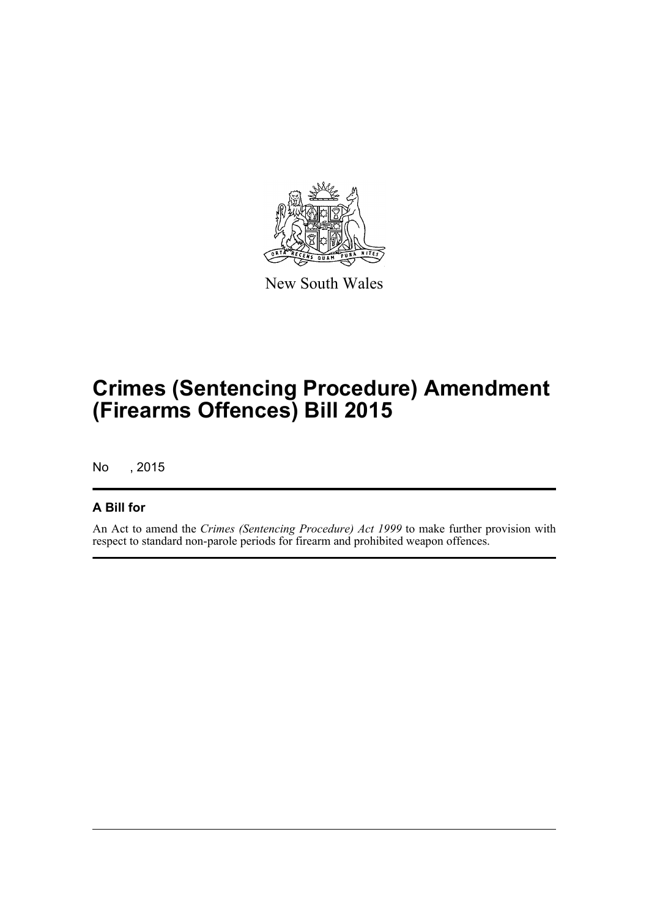New South Wales

# Crimes (Sentencing Procedure) Amendment (Firearms Offences) Bill 2015

No , 2015

## A Bill for

An Act to amend the *Crimes (Sentencing Procedure) Act 1999* to make further provision with respect to standard non-parole periods for firearm and prohibited weapon offences.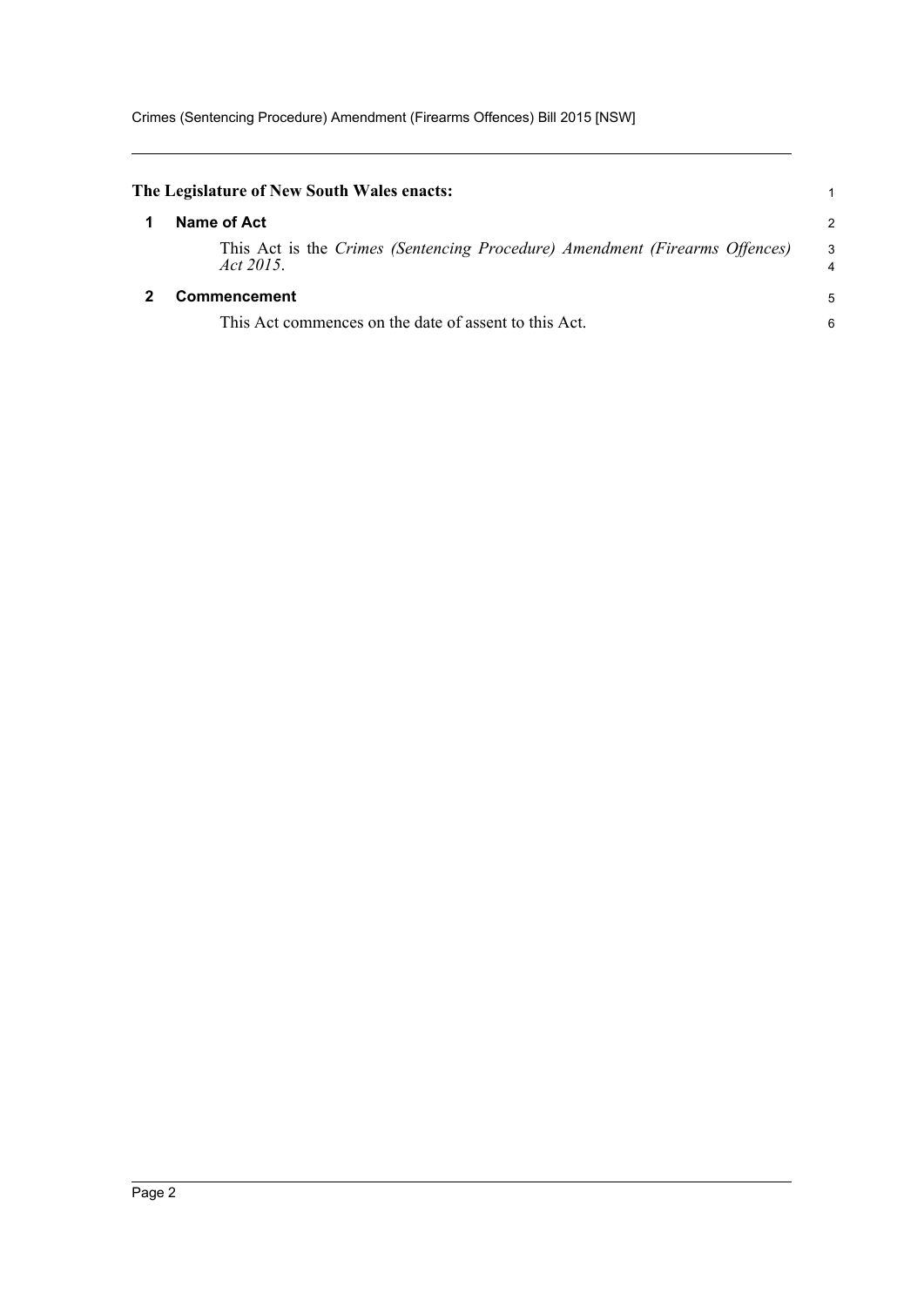**The Legislature of New South Wales enacts:**

## 1 Name of Act

This Act is the *Crimes (Sentencing Procedure) Amendment (Firearms Offences) Act 2015*.

## 2 Commencement

This Act commences on the date of assent to this Act.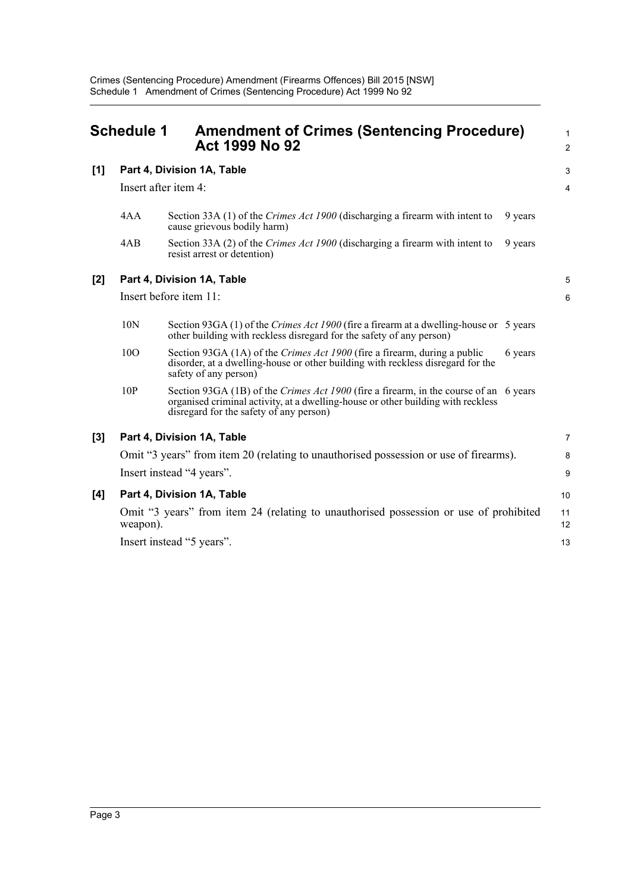## Schedule 1 Amendment of Crimes (Sentencing Procedure) Act 1999 No 92

**[1] Part 4, Division 1A, Table**

Insert after item 4:

| | | |
|---|---|---|
| 4AA | Section 33A (1) of the *Crimes Act 1900* (discharging a firearm with intent to cause grievous bodily harm) | 9 years |
| 4AB | Section 33A (2) of the *Crimes Act 1900* (discharging a firearm with intent to resist arrest or detention) | 9 years |

**[2] Part 4, Division 1A, Table**

Insert before item 11:

| | | |
|---|---|---|
| 10N | Section 93GA (1) of the *Crimes Act 1900* (fire a firearm at a dwelling-house or other building with reckless disregard for the safety of any person) | 5 years |
| 10O | Section 93GA (1A) of the *Crimes Act 1900* (fire a firearm, during a public disorder, at a dwelling-house or other building with reckless disregard for the safety of any person) | 6 years |
| 10P | Section 93GA (1B) of the *Crimes Act 1900* (fire a firearm, in the course of an organised criminal activity, at a dwelling-house or other building with reckless disregard for the safety of any person) | 6 years |

**[3] Part 4, Division 1A, Table**

Omit "3 years" from item 20 (relating to unauthorised possession or use of firearms).

Insert instead "4 years".

**[4] Part 4, Division 1A, Table**

Omit "3 years" from item 24 (relating to unauthorised possession or use of prohibited weapon).

Insert instead "5 years".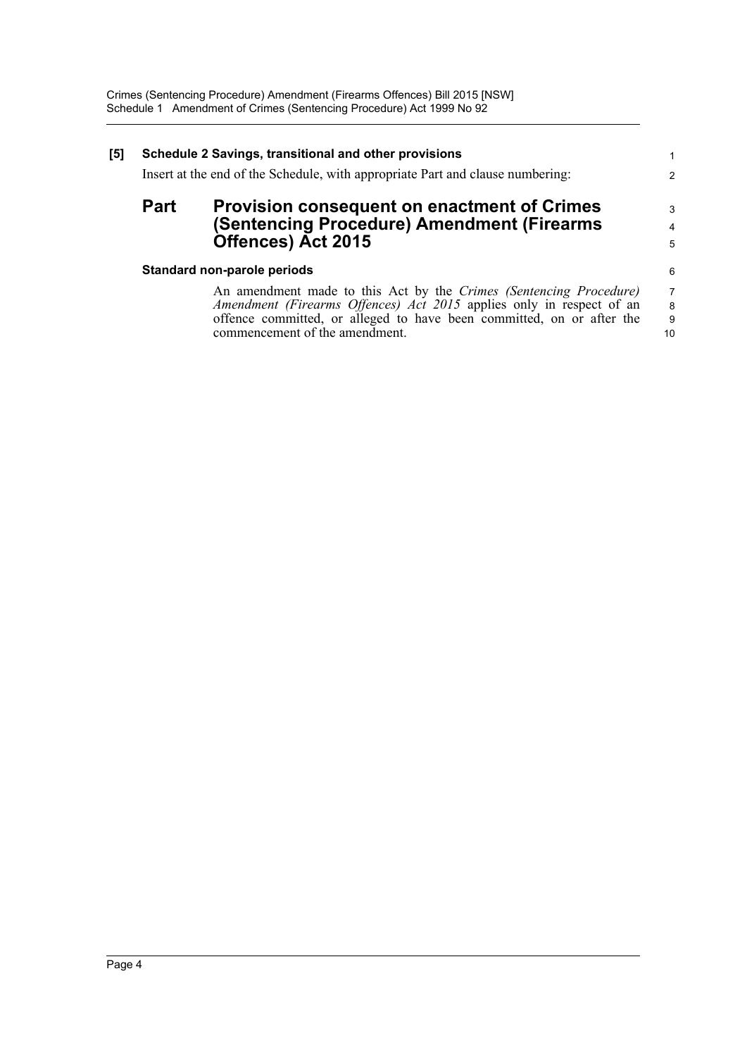**[5] Schedule 2 Savings, transitional and other provisions**

Insert at the end of the Schedule, with appropriate Part and clause numbering:

## Part Provision consequent on enactment of Crimes (Sentencing Procedure) Amendment (Firearms Offences) Act 2015

**Standard non-parole periods**

An amendment made to this Act by the *Crimes (Sentencing Procedure) Amendment (Firearms Offences) Act 2015* applies only in respect of an offence committed, or alleged to have been committed, on or after the commencement of the amendment.